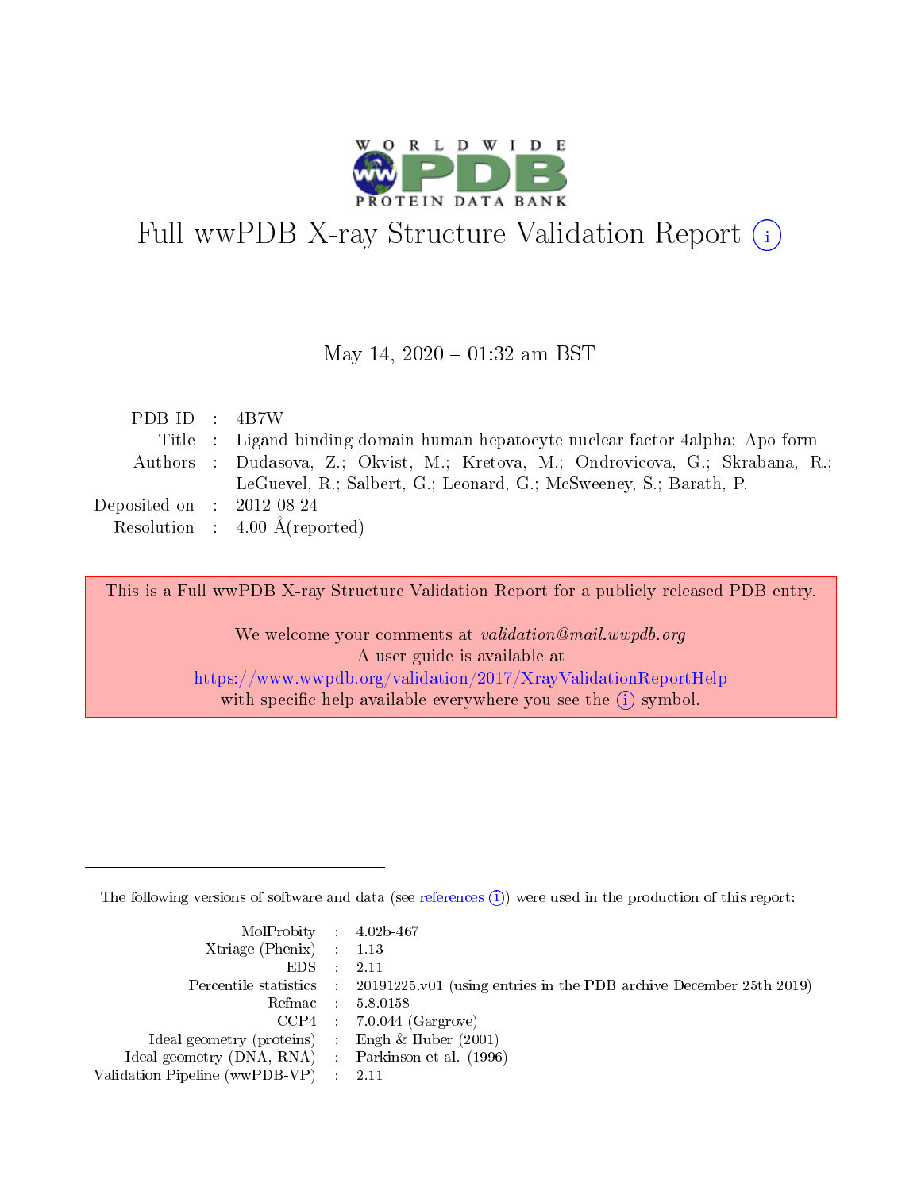# Full wwPDB X-ray Structure Validation Report (i)

May 14, 2020 – 01:32 am BST

| | | |
|---|---|---|
| PDB ID | : | 4B7W |
| Title | : | Ligand binding domain human hepatocyte nuclear factor 4alpha: Apo form |
| Authors | : | Dudasova, Z.; Okvist, M.; Kretova, M.; Ondrovicova, G.; Skrabana, R.; LeGuevel, R.; Salbert, G.; Leonard, G.; McSweeney, S.; Barath, P. |
| Deposited on | : | 2012-08-24 |
| Resolution | : | 4.00 Å(reported) |

This is a Full wwPDB X-ray Structure Validation Report for a publicly released PDB entry.

We welcome your comments at *validation@mail.wwpdb.org*
A user guide is available at
https://www.wwpdb.org/validation/2017/XrayValidationReportHelp
with specific help available everywhere you see the (i) symbol.

---

The following versions of software and data (see references (i)) were used in the production of this report:

| | | |
|---|---|---|
| MolProbity | : | 4.02b-467 |
| Xtriage (Phenix) | : | 1.13 |
| EDS | : | 2.11 |
| Percentile statistics | : | 20191225.v01 (using entries in the PDB archive December 25th 2019) |
| Refmac | : | 5.8.0158 |
| CCP4 | : | 7.0.044 (Gargrove) |
| Ideal geometry (proteins) | : | Engh & Huber (2001) |
| Ideal geometry (DNA, RNA) | : | Parkinson et al. (1996) |
| Validation Pipeline (wwPDB-VP) | : | 2.11 |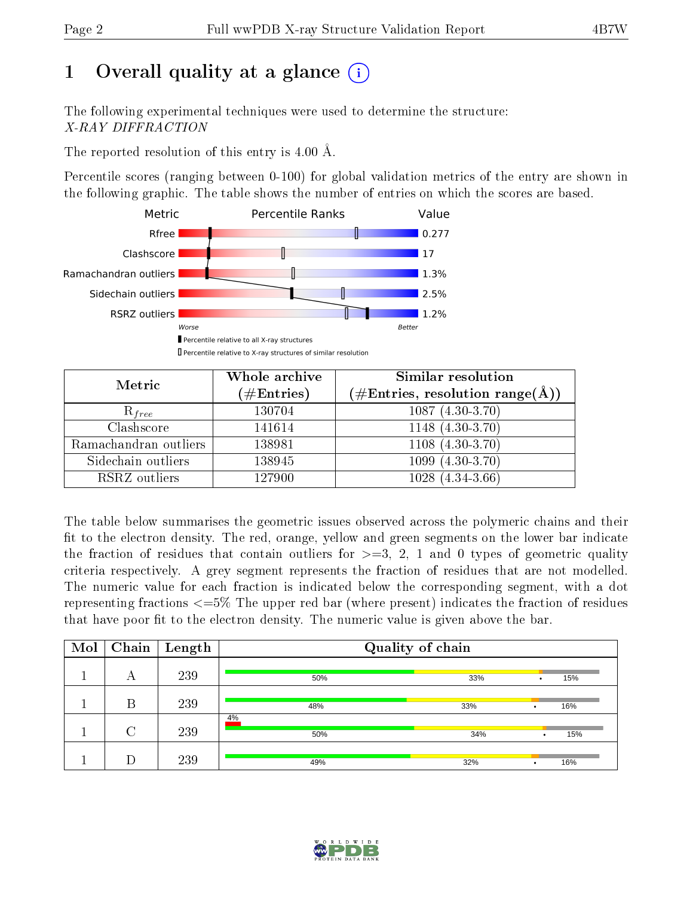# 1 Overall quality at a glance

The following experimental techniques were used to determine the structure:
*X-RAY DIFFRACTION*

The reported resolution of this entry is 4.00 Å.

Percentile scores (ranging between 0-100) for global validation metrics of the entry are shown in the following graphic. The table shows the number of entries on which the scores are based.

| Metric | Value |
|---|---|
| Rfree | 0.277 |
| Clashscore | 17 |
| Ramachandran outliers | 1.3% |
| Sidechain outliers | 2.5% |
| RSRZ outliers | 1.2% |

Worse ← → Better

▮ Percentile relative to all X-ray structures

▯ Percentile relative to X-ray structures of similar resolution

| Metric | Whole archive (#Entries) | Similar resolution (#Entries, resolution range(Å)) |
|---|---|---|
| $R_{free}$ | 130704 | 1087 (4.30-3.70) |
| Clashscore | 141614 | 1148 (4.30-3.70) |
| Ramachandran outliers | 138981 | 1108 (4.30-3.70) |
| Sidechain outliers | 138945 | 1099 (4.30-3.70) |
| RSRZ outliers | 127900 | 1028 (4.34-3.66) |

The table below summarises the geometric issues observed across the polymeric chains and their fit to the electron density. The red, orange, yellow and green segments on the lower bar indicate the fraction of residues that contain outliers for >=3, 2, 1 and 0 types of geometric quality criteria respectively. A grey segment represents the fraction of residues that are not modelled. The numeric value for each fraction is indicated below the corresponding segment, with a dot representing fractions <=5% The upper red bar (where present) indicates the fraction of residues that have poor fit to the electron density. The numeric value is given above the bar.

| Mol | Chain | Length | Quality of chain |
|---|---|---|---|
| 1 | A | 239 | 50% · 33% · • · 15% |
| 1 | B | 239 | 48% · 33% · • · 16% |
| 1 | C | 239 | 4% (poor fit); 50% · 34% · • · 15% |
| 1 | D | 239 | 49% · 32% · • · 16% |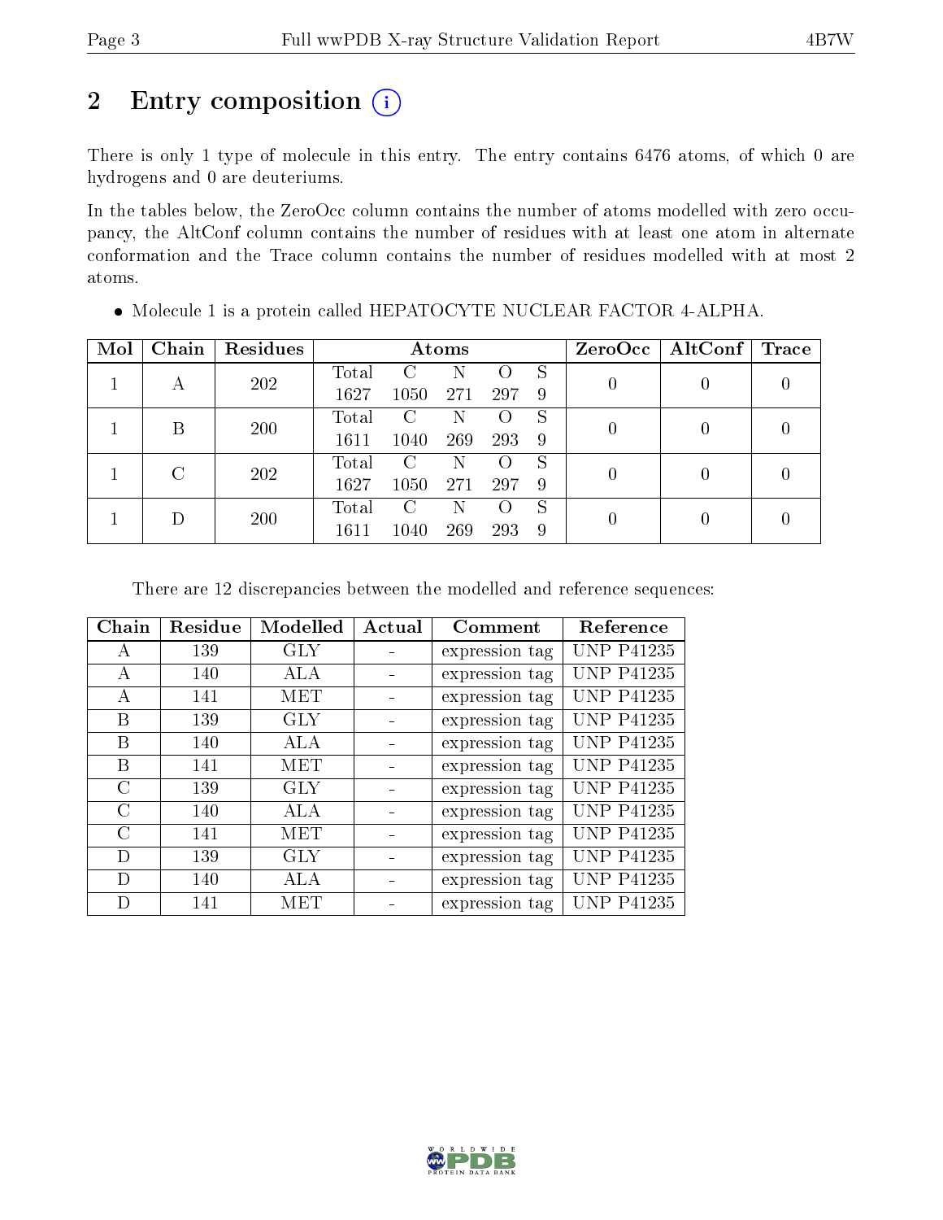## 2 Entry composition (i)

There is only 1 type of molecule in this entry. The entry contains 6476 atoms, of which 0 are hydrogens and 0 are deuteriums.

In the tables below, the ZeroOcc column contains the number of atoms modelled with zero occupancy, the AltConf column contains the number of residues with at least one atom in alternate conformation and the Trace column contains the number of residues modelled with at most 2 atoms.

- Molecule 1 is a protein called HEPATOCYTE NUCLEAR FACTOR 4-ALPHA.

| Mol | Chain | Residues | Atoms | | | | | ZeroOcc | AltConf | Trace |
|---|---|---|---|---|---|---|---|---|---|---|
| 1 | A | 202 | Total<br>1627 | C<br>1050 | N<br>271 | O<br>297 | S<br>9 | 0 | 0 | 0 |
| 1 | B | 200 | Total<br>1611 | C<br>1040 | N<br>269 | O<br>293 | S<br>9 | 0 | 0 | 0 |
| 1 | C | 202 | Total<br>1627 | C<br>1050 | N<br>271 | O<br>297 | S<br>9 | 0 | 0 | 0 |
| 1 | D | 200 | Total<br>1611 | C<br>1040 | N<br>269 | O<br>293 | S<br>9 | 0 | 0 | 0 |

There are 12 discrepancies between the modelled and reference sequences:

| Chain | Residue | Modelled | Actual | Comment | Reference |
|---|---|---|---|---|---|
| A | 139 | GLY | - | expression tag | UNP P41235 |
| A | 140 | ALA | - | expression tag | UNP P41235 |
| A | 141 | MET | - | expression tag | UNP P41235 |
| B | 139 | GLY | - | expression tag | UNP P41235 |
| B | 140 | ALA | - | expression tag | UNP P41235 |
| B | 141 | MET | - | expression tag | UNP P41235 |
| C | 139 | GLY | - | expression tag | UNP P41235 |
| C | 140 | ALA | - | expression tag | UNP P41235 |
| C | 141 | MET | - | expression tag | UNP P41235 |
| D | 139 | GLY | - | expression tag | UNP P41235 |
| D | 140 | ALA | - | expression tag | UNP P41235 |
| D | 141 | MET | - | expression tag | UNP P41235 |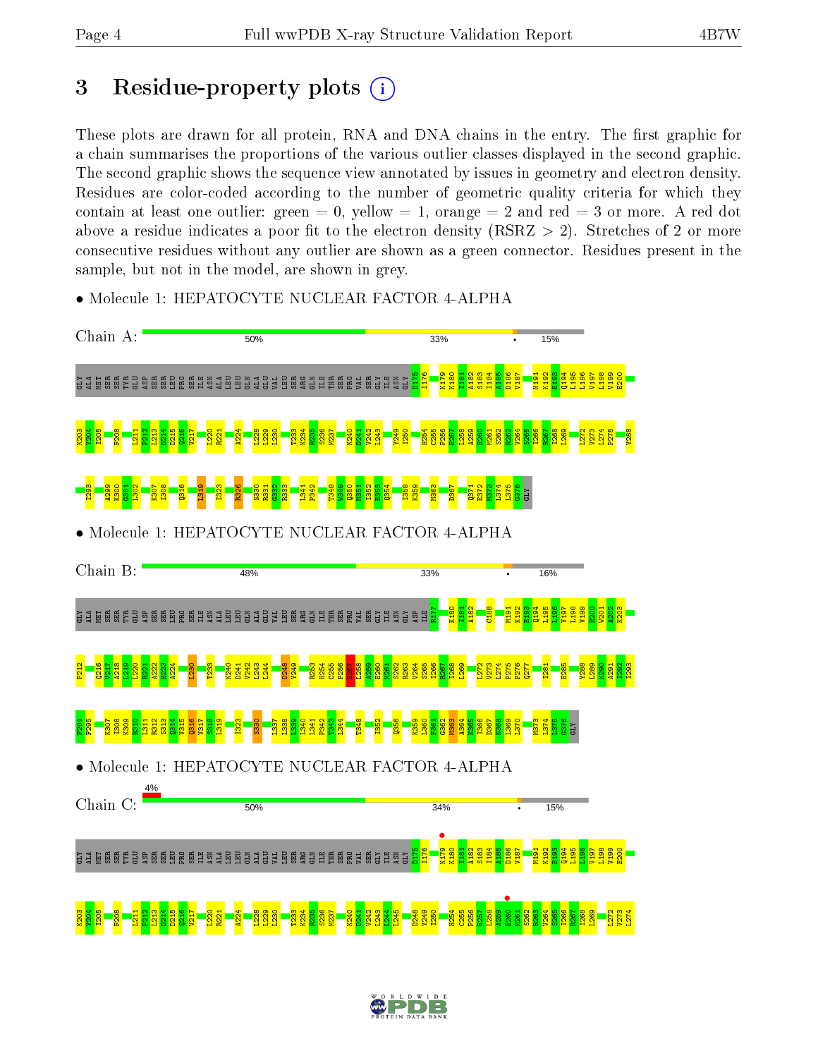# 3 Residue-property plots

These plots are drawn for all protein, RNA and DNA chains in the entry. The first graphic for a chain summarises the proportions of the various outlier classes displayed in the second graphic. The second graphic shows the sequence view annotated by issues in geometry and electron density. Residues are color-coded according to the number of geometric quality criteria for which they contain at least one outlier: green = 0, yellow = 1, orange = 2 and red = 3 or more. A red dot above a residue indicates a poor fit to the electron density (RSRZ > 2). Stretches of 2 or more consecutive residues without any outlier are shown as a green connector. Residues present in the sample, but not in the model, are shown in grey.

- Molecule 1: HEPATOCYTE NUCLEAR FACTOR 4-ALPHA

Chain A: 50% | 33% | • | 15%

- Molecule 1: HEPATOCYTE NUCLEAR FACTOR 4-ALPHA

Chain B: 48% | 33% | • | 16%

- Molecule 1: HEPATOCYTE NUCLEAR FACTOR 4-ALPHA

Chain C: 4% | 50% | 34% | • | 15%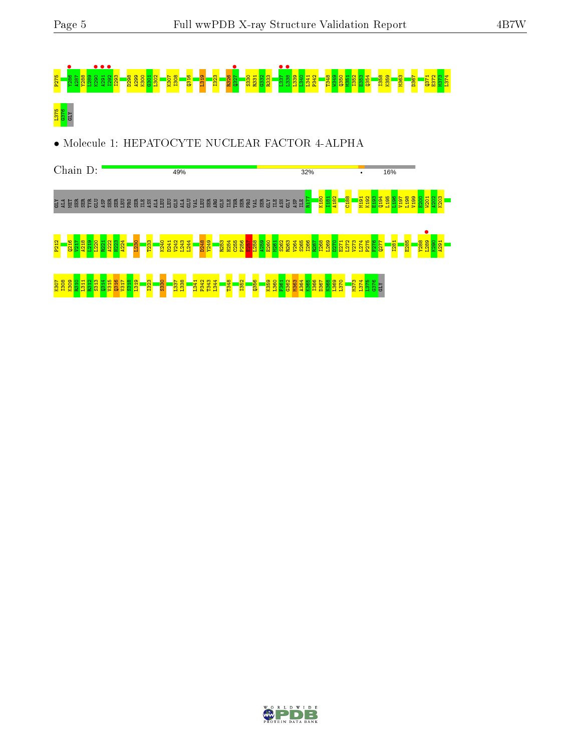P275 Y286 A287 Y288 L289 K290 A291 I292 I293 D298 A299 K300 G301 L302 K307 I308 Q316 L319 I323 R326 Q327 S330 R331 G332 R333 L337 L338 L339 L340 L341 P342 T348 W349 Q350 M351 I352 E353 Q354 I358 K359 M363 D367 Q371 E372 M373 L374

L375 G376 GLY

• Molecule 1: HEPATOCYTE NUCLEAR FACTOR 4-ALPHA

Chain D: 49% 32% • 16%

GLY ALA MET SER SER TYR GLU ASP SER SER LEU PRO SER ILE ASN ALA LEU LEU GLN ALA GLU VAL LEU SER ARG GLN ILE THR SER PRO VAL SER GLY ILE ASN GLY ASP ILE R177 K180 I181 A182 C188 M191 K192 E193 Q194 L195 L196 V197 L198 V199 E200 W201 A202 K203

P212 Q216 V217 A218 L219 L220 R221 A222 H223 A224 L230 T233 K240 D241 V242 L243 L244 D248 Y249 R253 H254 C255 P256 E257 L258 A259 E260 M261 S262 R263 V264 S265 I266 R267 I268 L269 D270 E271 L272 V273 L274 F275 F276 Q277 I281 E285 Y288 L289 K290 A291

K307 I308 K309 E310 L311 R312 S313 Q314 V315 Q316 V317 S318 L319 I323 S330 L337 L338 L341 P342 T343 L344 T348 I352 Q356 K359 L360 F361 G362 M363 A364 K365 I366 D367 N368 L369 L370 M373 L374 L375 G376 GLY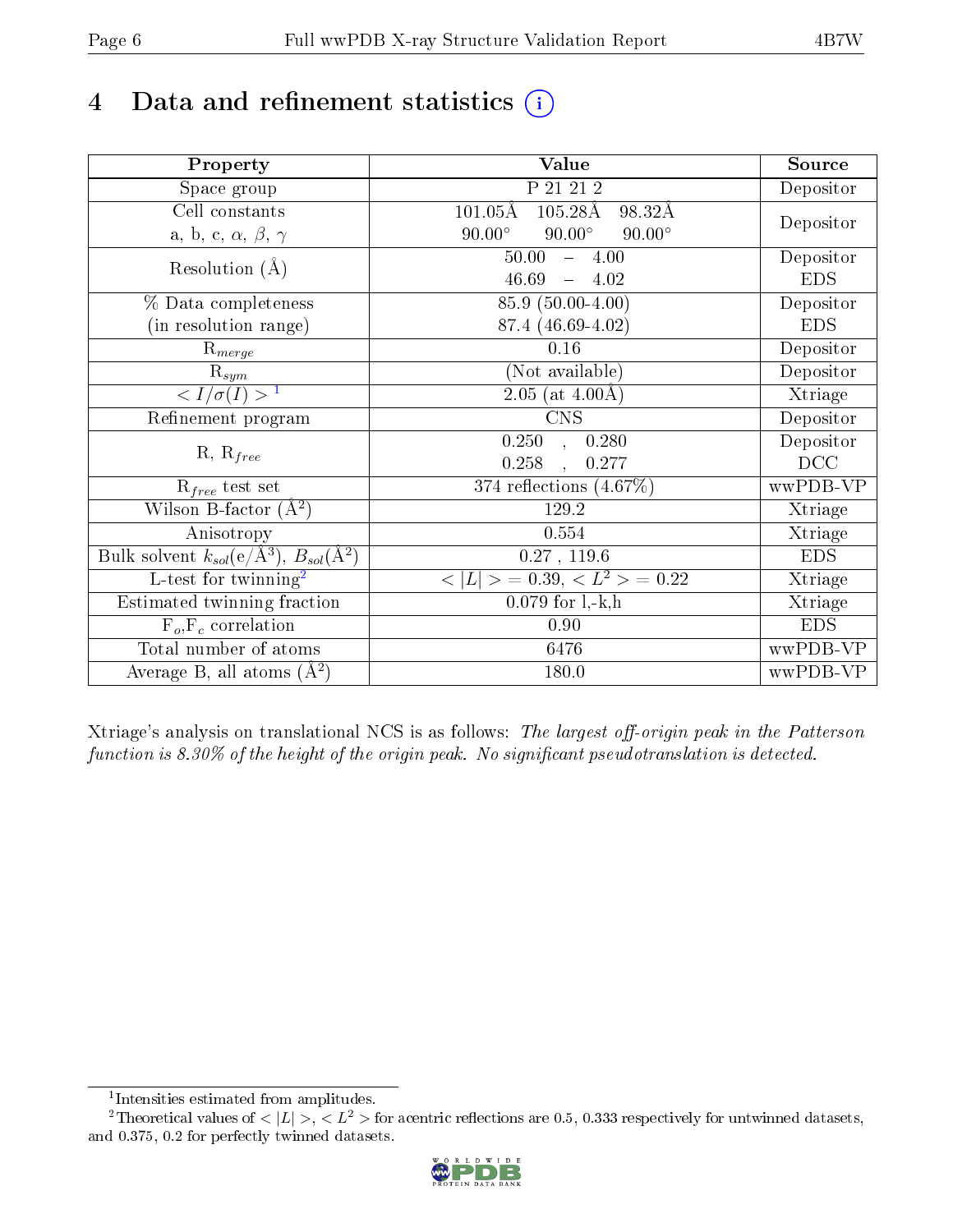# 4 Data and refinement statistics (i)

| Property | Value | Source |
|---|---|---|
| Space group | P 21 21 2 | Depositor |
| Cell constants<br>a, b, c, $\alpha$, $\beta$, $\gamma$ | 101.05Å 105.28Å 98.32Å<br>90.00° 90.00° 90.00° | Depositor |
| Resolution (Å) | 50.00 – 4.00<br>46.69 – 4.02 | Depositor<br>EDS |
| % Data completeness<br>(in resolution range) | 85.9 (50.00-4.00)<br>87.4 (46.69-4.02) | Depositor<br>EDS |
| $R_{merge}$ | 0.16 | Depositor |
| $R_{sym}$ | (Not available) | Depositor |
| $< I/\sigma(I) >$ [1] | 2.05 (at 4.00Å) | Xtriage |
| Refinement program | CNS | Depositor |
| R, $R_{free}$ | 0.250 , 0.280<br>0.258 , 0.277 | Depositor<br>DCC |
| $R_{free}$ test set | 374 reflections (4.67%) | wwPDB-VP |
| Wilson B-factor (Å$^2$) | 129.2 | Xtriage |
| Anisotropy | 0.554 | Xtriage |
| Bulk solvent $k_{sol}$(e/Å$^3$), $B_{sol}$(Å$^2$) | 0.27 , 119.6 | EDS |
| L-test for twinning[2] | $< \|L\| > = 0.39$, $< L^2 > = 0.22$ | Xtriage |
| Estimated twinning fraction | 0.079 for l,-k,h | Xtriage |
| $F_o$,$F_c$ correlation | 0.90 | EDS |
| Total number of atoms | 6476 | wwPDB-VP |
| Average B, all atoms (Å$^2$) | 180.0 | wwPDB-VP |

Xtriage's analysis on translational NCS is as follows: *The largest off-origin peak in the Patterson function is 8.30% of the height of the origin peak. No significant pseudotranslation is detected.*

[1] Intensities estimated from amplitudes.

[2] Theoretical values of $< |L| >$, $< L^2 >$ for acentric reflections are 0.5, 0.333 respectively for untwinned datasets, and 0.375, 0.2 for perfectly twinned datasets.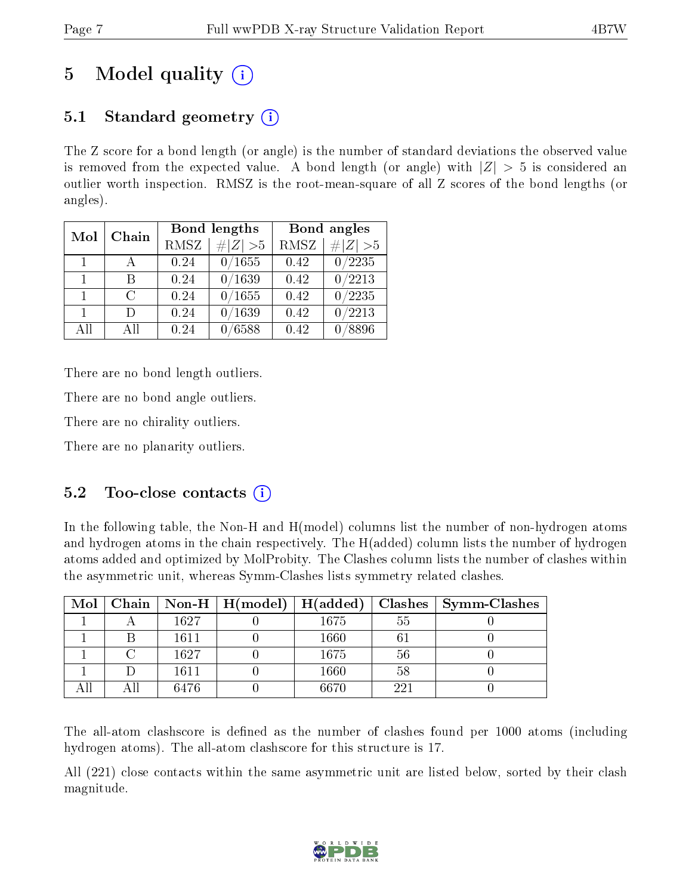# 5 Model quality

## 5.1 Standard geometry

The Z score for a bond length (or angle) is the number of standard deviations the observed value is removed from the expected value. A bond length (or angle) with $|Z| > 5$ is considered an outlier worth inspection. RMSZ is the root-mean-square of all Z scores of the bond lengths (or angles).

| Mol | Chain | Bond lengths | | Bond angles | |
|---|---|---|---|---|---|
| | | RMSZ | #\|Z\| >5 | RMSZ | #\|Z\| >5 |
| 1 | A | 0.24 | 0/1655 | 0.42 | 0/2235 |
| 1 | B | 0.24 | 0/1639 | 0.42 | 0/2213 |
| 1 | C | 0.24 | 0/1655 | 0.42 | 0/2235 |
| 1 | D | 0.24 | 0/1639 | 0.42 | 0/2213 |
| All | All | 0.24 | 0/6588 | 0.42 | 0/8896 |

There are no bond length outliers.

There are no bond angle outliers.

There are no chirality outliers.

There are no planarity outliers.

## 5.2 Too-close contacts

In the following table, the Non-H and H(model) columns list the number of non-hydrogen atoms and hydrogen atoms in the chain respectively. The H(added) column lists the number of hydrogen atoms added and optimized by MolProbity. The Clashes column lists the number of clashes within the asymmetric unit, whereas Symm-Clashes lists symmetry related clashes.

| Mol | Chain | Non-H | H(model) | H(added) | Clashes | Symm-Clashes |
|---|---|---|---|---|---|---|
| 1 | A | 1627 | 0 | 1675 | 55 | 0 |
| 1 | B | 1611 | 0 | 1660 | 61 | 0 |
| 1 | C | 1627 | 0 | 1675 | 56 | 0 |
| 1 | D | 1611 | 0 | 1660 | 58 | 0 |
| All | All | 6476 | 0 | 6670 | 221 | 0 |

The all-atom clashscore is defined as the number of clashes found per 1000 atoms (including hydrogen atoms). The all-atom clashscore for this structure is 17.

All (221) close contacts within the same asymmetric unit are listed below, sorted by their clash magnitude.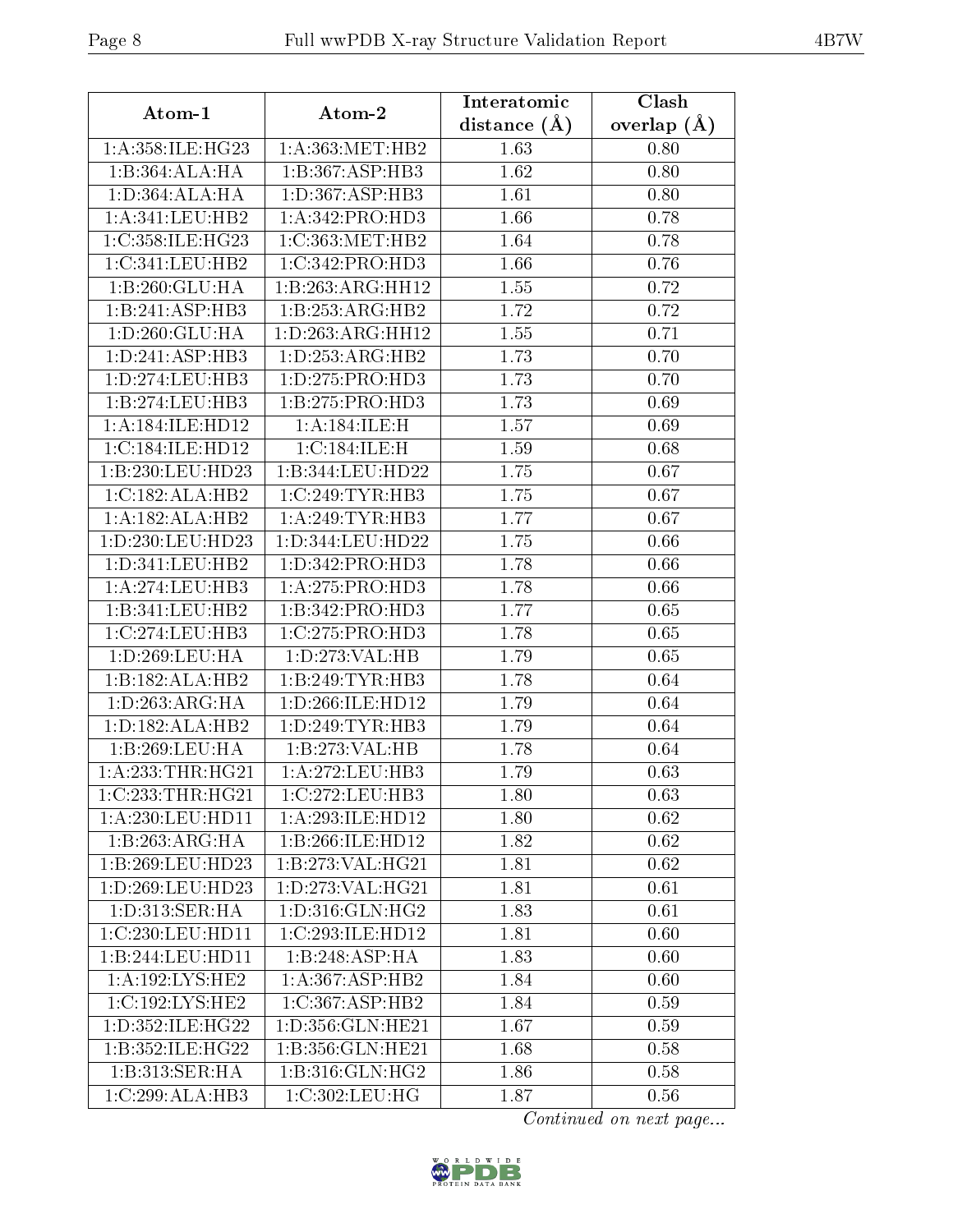| Atom-1 | Atom-2 | Interatomic distance (Å) | Clash overlap (Å) |
|---|---|---|---|
| 1:A:358:ILE:HG23 | 1:A:363:MET:HB2 | 1.63 | 0.80 |
| 1:B:364:ALA:HA | 1:B:367:ASP:HB3 | 1.62 | 0.80 |
| 1:D:364:ALA:HA | 1:D:367:ASP:HB3 | 1.61 | 0.80 |
| 1:A:341:LEU:HB2 | 1:A:342:PRO:HD3 | 1.66 | 0.78 |
| 1:C:358:ILE:HG23 | 1:C:363:MET:HB2 | 1.64 | 0.78 |
| 1:C:341:LEU:HB2 | 1:C:342:PRO:HD3 | 1.66 | 0.76 |
| 1:B:260:GLU:HA | 1:B:263:ARG:HH12 | 1.55 | 0.72 |
| 1:B:241:ASP:HB3 | 1:B:253:ARG:HB2 | 1.72 | 0.72 |
| 1:D:260:GLU:HA | 1:D:263:ARG:HH12 | 1.55 | 0.71 |
| 1:D:241:ASP:HB3 | 1:D:253:ARG:HB2 | 1.73 | 0.70 |
| 1:D:274:LEU:HB3 | 1:D:275:PRO:HD3 | 1.73 | 0.70 |
| 1:B:274:LEU:HB3 | 1:B:275:PRO:HD3 | 1.73 | 0.69 |
| 1:A:184:ILE:HD12 | 1:A:184:ILE:H | 1.57 | 0.69 |
| 1:C:184:ILE:HD12 | 1:C:184:ILE:H | 1.59 | 0.68 |
| 1:B:230:LEU:HD23 | 1:B:344:LEU:HD22 | 1.75 | 0.67 |
| 1:C:182:ALA:HB2 | 1:C:249:TYR:HB3 | 1.75 | 0.67 |
| 1:A:182:ALA:HB2 | 1:A:249:TYR:HB3 | 1.77 | 0.67 |
| 1:D:230:LEU:HD23 | 1:D:344:LEU:HD22 | 1.75 | 0.66 |
| 1:D:341:LEU:HB2 | 1:D:342:PRO:HD3 | 1.78 | 0.66 |
| 1:A:274:LEU:HB3 | 1:A:275:PRO:HD3 | 1.78 | 0.66 |
| 1:B:341:LEU:HB2 | 1:B:342:PRO:HD3 | 1.77 | 0.65 |
| 1:C:274:LEU:HB3 | 1:C:275:PRO:HD3 | 1.78 | 0.65 |
| 1:D:269:LEU:HA | 1:D:273:VAL:HB | 1.79 | 0.65 |
| 1:B:182:ALA:HB2 | 1:B:249:TYR:HB3 | 1.78 | 0.64 |
| 1:D:263:ARG:HA | 1:D:266:ILE:HD12 | 1.79 | 0.64 |
| 1:D:182:ALA:HB2 | 1:D:249:TYR:HB3 | 1.79 | 0.64 |
| 1:B:269:LEU:HA | 1:B:273:VAL:HB | 1.78 | 0.64 |
| 1:A:233:THR:HG21 | 1:A:272:LEU:HB3 | 1.79 | 0.63 |
| 1:C:233:THR:HG21 | 1:C:272:LEU:HB3 | 1.80 | 0.63 |
| 1:A:230:LEU:HD11 | 1:A:293:ILE:HD12 | 1.80 | 0.62 |
| 1:B:263:ARG:HA | 1:B:266:ILE:HD12 | 1.82 | 0.62 |
| 1:B:269:LEU:HD23 | 1:B:273:VAL:HG21 | 1.81 | 0.62 |
| 1:D:269:LEU:HD23 | 1:D:273:VAL:HG21 | 1.81 | 0.61 |
| 1:D:313:SER:HA | 1:D:316:GLN:HG2 | 1.83 | 0.61 |
| 1:C:230:LEU:HD11 | 1:C:293:ILE:HD12 | 1.81 | 0.60 |
| 1:B:244:LEU:HD11 | 1:B:248:ASP:HA | 1.83 | 0.60 |
| 1:A:192:LYS:HE2 | 1:A:367:ASP:HB2 | 1.84 | 0.60 |
| 1:C:192:LYS:HE2 | 1:C:367:ASP:HB2 | 1.84 | 0.59 |
| 1:D:352:ILE:HG22 | 1:D:356:GLN:HE21 | 1.67 | 0.59 |
| 1:B:352:ILE:HG22 | 1:B:356:GLN:HE21 | 1.68 | 0.58 |
| 1:B:313:SER:HA | 1:B:316:GLN:HG2 | 1.86 | 0.58 |
| 1:C:299:ALA:HB3 | 1:C:302:LEU:HG | 1.87 | 0.56 |

*Continued on next page...*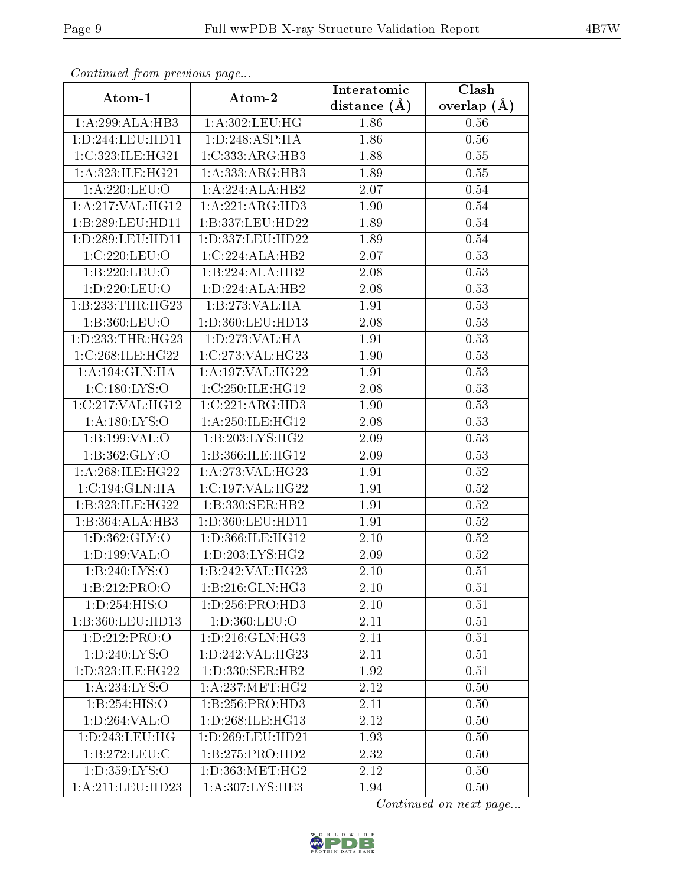*Continued from previous page...*

| Atom-1 | Atom-2 | Interatomic distance (Å) | Clash overlap (Å) |
|---|---|---|---|
| 1:A:299:ALA:HB3 | 1:A:302:LEU:HG | 1.86 | 0.56 |
| 1:D:244:LEU:HD11 | 1:D:248:ASP:HA | 1.86 | 0.56 |
| 1:C:323:ILE:HG21 | 1:C:333:ARG:HB3 | 1.88 | 0.55 |
| 1:A:323:ILE:HG21 | 1:A:333:ARG:HB3 | 1.89 | 0.55 |
| 1:A:220:LEU:O | 1:A:224:ALA:HB2 | 2.07 | 0.54 |
| 1:A:217:VAL:HG12 | 1:A:221:ARG:HD3 | 1.90 | 0.54 |
| 1:B:289:LEU:HD11 | 1:B:337:LEU:HD22 | 1.89 | 0.54 |
| 1:D:289:LEU:HD11 | 1:D:337:LEU:HD22 | 1.89 | 0.54 |
| 1:C:220:LEU:O | 1:C:224:ALA:HB2 | 2.07 | 0.53 |
| 1:B:220:LEU:O | 1:B:224:ALA:HB2 | 2.08 | 0.53 |
| 1:D:220:LEU:O | 1:D:224:ALA:HB2 | 2.08 | 0.53 |
| 1:B:233:THR:HG23 | 1:B:273:VAL:HA | 1.91 | 0.53 |
| 1:B:360:LEU:O | 1:D:360:LEU:HD13 | 2.08 | 0.53 |
| 1:D:233:THR:HG23 | 1:D:273:VAL:HA | 1.91 | 0.53 |
| 1:C:268:ILE:HG22 | 1:C:273:VAL:HG23 | 1.90 | 0.53 |
| 1:A:194:GLN:HA | 1:A:197:VAL:HG22 | 1.91 | 0.53 |
| 1:C:180:LYS:O | 1:C:250:ILE:HG12 | 2.08 | 0.53 |
| 1:C:217:VAL:HG12 | 1:C:221:ARG:HD3 | 1.90 | 0.53 |
| 1:A:180:LYS:O | 1:A:250:ILE:HG12 | 2.08 | 0.53 |
| 1:B:199:VAL:O | 1:B:203:LYS:HG2 | 2.09 | 0.53 |
| 1:B:362:GLY:O | 1:B:366:ILE:HG12 | 2.09 | 0.53 |
| 1:A:268:ILE:HG22 | 1:A:273:VAL:HG23 | 1.91 | 0.52 |
| 1:C:194:GLN:HA | 1:C:197:VAL:HG22 | 1.91 | 0.52 |
| 1:B:323:ILE:HG22 | 1:B:330:SER:HB2 | 1.91 | 0.52 |
| 1:B:364:ALA:HB3 | 1:D:360:LEU:HD11 | 1.91 | 0.52 |
| 1:D:362:GLY:O | 1:D:366:ILE:HG12 | 2.10 | 0.52 |
| 1:D:199:VAL:O | 1:D:203:LYS:HG2 | 2.09 | 0.52 |
| 1:B:240:LYS:O | 1:B:242:VAL:HG23 | 2.10 | 0.51 |
| 1:B:212:PRO:O | 1:B:216:GLN:HG3 | 2.10 | 0.51 |
| 1:D:254:HIS:O | 1:D:256:PRO:HD3 | 2.10 | 0.51 |
| 1:B:360:LEU:HD13 | 1:D:360:LEU:O | 2.11 | 0.51 |
| 1:D:212:PRO:O | 1:D:216:GLN:HG3 | 2.11 | 0.51 |
| 1:D:240:LYS:O | 1:D:242:VAL:HG23 | 2.11 | 0.51 |
| 1:D:323:ILE:HG22 | 1:D:330:SER:HB2 | 1.92 | 0.51 |
| 1:A:234:LYS:O | 1:A:237:MET:HG2 | 2.12 | 0.50 |
| 1:B:254:HIS:O | 1:B:256:PRO:HD3 | 2.11 | 0.50 |
| 1:D:264:VAL:O | 1:D:268:ILE:HG13 | 2.12 | 0.50 |
| 1:D:243:LEU:HG | 1:D:269:LEU:HD21 | 1.93 | 0.50 |
| 1:B:272:LEU:C | 1:B:275:PRO:HD2 | 2.32 | 0.50 |
| 1:D:359:LYS:O | 1:D:363:MET:HG2 | 2.12 | 0.50 |
| 1:A:211:LEU:HD23 | 1:A:307:LYS:HE3 | 1.94 | 0.50 |

*Continued on next page...*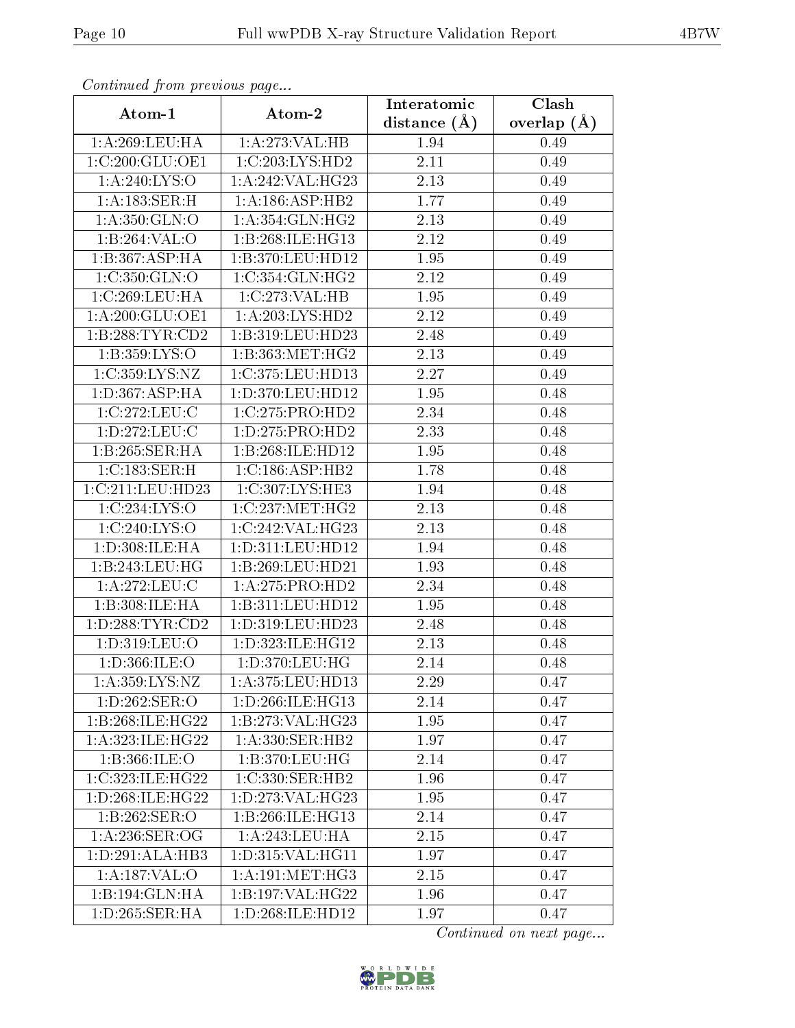*Continued from previous page...*

| Atom-1 | Atom-2 | Interatomic distance (Å) | Clash overlap (Å) |
|---|---|---|---|
| 1:A:269:LEU:HA | 1:A:273:VAL:HB | 1.94 | 0.49 |
| 1:C:200:GLU:OE1 | 1:C:203:LYS:HD2 | 2.11 | 0.49 |
| 1:A:240:LYS:O | 1:A:242:VAL:HG23 | 2.13 | 0.49 |
| 1:A:183:SER:H | 1:A:186:ASP:HB2 | 1.77 | 0.49 |
| 1:A:350:GLN:O | 1:A:354:GLN:HG2 | 2.13 | 0.49 |
| 1:B:264:VAL:O | 1:B:268:ILE:HG13 | 2.12 | 0.49 |
| 1:B:367:ASP:HA | 1:B:370:LEU:HD12 | 1.95 | 0.49 |
| 1:C:350:GLN:O | 1:C:354:GLN:HG2 | 2.12 | 0.49 |
| 1:C:269:LEU:HA | 1:C:273:VAL:HB | 1.95 | 0.49 |
| 1:A:200:GLU:OE1 | 1:A:203:LYS:HD2 | 2.12 | 0.49 |
| 1:B:288:TYR:CD2 | 1:B:319:LEU:HD23 | 2.48 | 0.49 |
| 1:B:359:LYS:O | 1:B:363:MET:HG2 | 2.13 | 0.49 |
| 1:C:359:LYS:NZ | 1:C:375:LEU:HD13 | 2.27 | 0.49 |
| 1:D:367:ASP:HA | 1:D:370:LEU:HD12 | 1.95 | 0.48 |
| 1:C:272:LEU:C | 1:C:275:PRO:HD2 | 2.34 | 0.48 |
| 1:D:272:LEU:C | 1:D:275:PRO:HD2 | 2.33 | 0.48 |
| 1:B:265:SER:HA | 1:B:268:ILE:HD12 | 1.95 | 0.48 |
| 1:C:183:SER:H | 1:C:186:ASP:HB2 | 1.78 | 0.48 |
| 1:C:211:LEU:HD23 | 1:C:307:LYS:HE3 | 1.94 | 0.48 |
| 1:C:234:LYS:O | 1:C:237:MET:HG2 | 2.13 | 0.48 |
| 1:C:240:LYS:O | 1:C:242:VAL:HG23 | 2.13 | 0.48 |
| 1:D:308:ILE:HA | 1:D:311:LEU:HD12 | 1.94 | 0.48 |
| 1:B:243:LEU:HG | 1:B:269:LEU:HD21 | 1.93 | 0.48 |
| 1:A:272:LEU:C | 1:A:275:PRO:HD2 | 2.34 | 0.48 |
| 1:B:308:ILE:HA | 1:B:311:LEU:HD12 | 1.95 | 0.48 |
| 1:D:288:TYR:CD2 | 1:D:319:LEU:HD23 | 2.48 | 0.48 |
| 1:D:319:LEU:O | 1:D:323:ILE:HG12 | 2.13 | 0.48 |
| 1:D:366:ILE:O | 1:D:370:LEU:HG | 2.14 | 0.48 |
| 1:A:359:LYS:NZ | 1:A:375:LEU:HD13 | 2.29 | 0.47 |
| 1:D:262:SER:O | 1:D:266:ILE:HG13 | 2.14 | 0.47 |
| 1:B:268:ILE:HG22 | 1:B:273:VAL:HG23 | 1.95 | 0.47 |
| 1:A:323:ILE:HG22 | 1:A:330:SER:HB2 | 1.97 | 0.47 |
| 1:B:366:ILE:O | 1:B:370:LEU:HG | 2.14 | 0.47 |
| 1:C:323:ILE:HG22 | 1:C:330:SER:HB2 | 1.96 | 0.47 |
| 1:D:268:ILE:HG22 | 1:D:273:VAL:HG23 | 1.95 | 0.47 |
| 1:B:262:SER:O | 1:B:266:ILE:HG13 | 2.14 | 0.47 |
| 1:A:236:SER:OG | 1:A:243:LEU:HA | 2.15 | 0.47 |
| 1:D:291:ALA:HB3 | 1:D:315:VAL:HG11 | 1.97 | 0.47 |
| 1:A:187:VAL:O | 1:A:191:MET:HG3 | 2.15 | 0.47 |
| 1:B:194:GLN:HA | 1:B:197:VAL:HG22 | 1.96 | 0.47 |
| 1:D:265:SER:HA | 1:D:268:ILE:HD12 | 1.97 | 0.47 |

*Continued on next page...*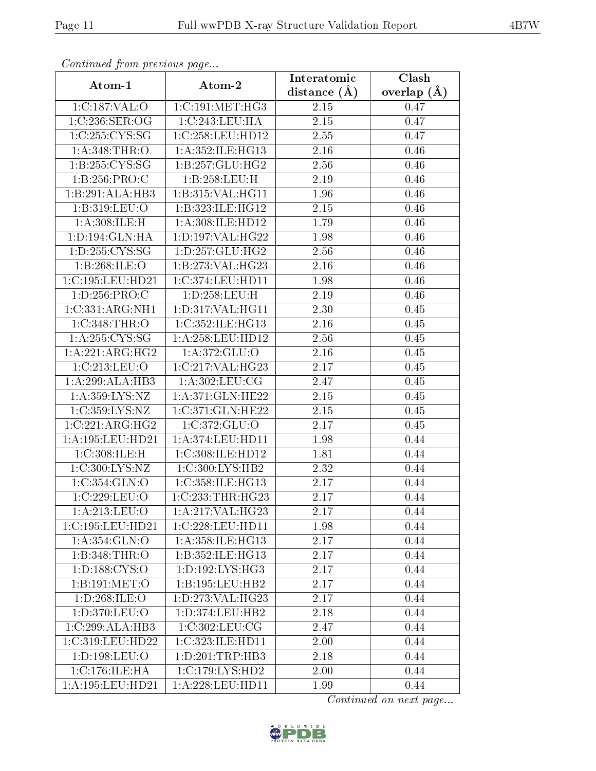*Continued from previous page...*

| Atom-1 | Atom-2 | Interatomic distance (Å) | Clash overlap (Å) |
|---|---|---|---|
| 1:C:187:VAL:O | 1:C:191:MET:HG3 | 2.15 | 0.47 |
| 1:C:236:SER:OG | 1:C:243:LEU:HA | 2.15 | 0.47 |
| 1:C:255:CYS:SG | 1:C:258:LEU:HD12 | 2.55 | 0.47 |
| 1:A:348:THR:O | 1:A:352:ILE:HG13 | 2.16 | 0.46 |
| 1:B:255:CYS:SG | 1:B:257:GLU:HG2 | 2.56 | 0.46 |
| 1:B:256:PRO:C | 1:B:258:LEU:H | 2.19 | 0.46 |
| 1:B:291:ALA:HB3 | 1:B:315:VAL:HG11 | 1.96 | 0.46 |
| 1:B:319:LEU:O | 1:B:323:ILE:HG12 | 2.15 | 0.46 |
| 1:A:308:ILE:H | 1:A:308:ILE:HD12 | 1.79 | 0.46 |
| 1:D:194:GLN:HA | 1:D:197:VAL:HG22 | 1.98 | 0.46 |
| 1:D:255:CYS:SG | 1:D:257:GLU:HG2 | 2.56 | 0.46 |
| 1:B:268:ILE:O | 1:B:273:VAL:HG23 | 2.16 | 0.46 |
| 1:C:195:LEU:HD21 | 1:C:374:LEU:HD11 | 1.98 | 0.46 |
| 1:D:256:PRO:C | 1:D:258:LEU:H | 2.19 | 0.46 |
| 1:C:331:ARG:NH1 | 1:D:317:VAL:HG11 | 2.30 | 0.45 |
| 1:C:348:THR:O | 1:C:352:ILE:HG13 | 2.16 | 0.45 |
| 1:A:255:CYS:SG | 1:A:258:LEU:HD12 | 2.56 | 0.45 |
| 1:A:221:ARG:HG2 | 1:A:372:GLU:O | 2.16 | 0.45 |
| 1:C:213:LEU:O | 1:C:217:VAL:HG23 | 2.17 | 0.45 |
| 1:A:299:ALA:HB3 | 1:A:302:LEU:CG | 2.47 | 0.45 |
| 1:A:359:LYS:NZ | 1:A:371:GLN:HE22 | 2.15 | 0.45 |
| 1:C:359:LYS:NZ | 1:C:371:GLN:HE22 | 2.15 | 0.45 |
| 1:C:221:ARG:HG2 | 1:C:372:GLU:O | 2.17 | 0.45 |
| 1:A:195:LEU:HD21 | 1:A:374:LEU:HD11 | 1.98 | 0.44 |
| 1:C:308:ILE:H | 1:C:308:ILE:HD12 | 1.81 | 0.44 |
| 1:C:300:LYS:NZ | 1:C:300:LYS:HB2 | 2.32 | 0.44 |
| 1:C:354:GLN:O | 1:C:358:ILE:HG13 | 2.17 | 0.44 |
| 1:C:229:LEU:O | 1:C:233:THR:HG23 | 2.17 | 0.44 |
| 1:A:213:LEU:O | 1:A:217:VAL:HG23 | 2.17 | 0.44 |
| 1:C:195:LEU:HD21 | 1:C:228:LEU:HD11 | 1.98 | 0.44 |
| 1:A:354:GLN:O | 1:A:358:ILE:HG13 | 2.17 | 0.44 |
| 1:B:348:THR:O | 1:B:352:ILE:HG13 | 2.17 | 0.44 |
| 1:D:188:CYS:O | 1:D:192:LYS:HG3 | 2.17 | 0.44 |
| 1:B:191:MET:O | 1:B:195:LEU:HB2 | 2.17 | 0.44 |
| 1:D:268:ILE:O | 1:D:273:VAL:HG23 | 2.17 | 0.44 |
| 1:D:370:LEU:O | 1:D:374:LEU:HB2 | 2.18 | 0.44 |
| 1:C:299:ALA:HB3 | 1:C:302:LEU:CG | 2.47 | 0.44 |
| 1:C:319:LEU:HD22 | 1:C:323:ILE:HD11 | 2.00 | 0.44 |
| 1:D:198:LEU:O | 1:D:201:TRP:HB3 | 2.18 | 0.44 |
| 1:C:176:ILE:HA | 1:C:179:LYS:HD2 | 2.00 | 0.44 |
| 1:A:195:LEU:HD21 | 1:A:228:LEU:HD11 | 1.99 | 0.44 |

*Continued on next page...*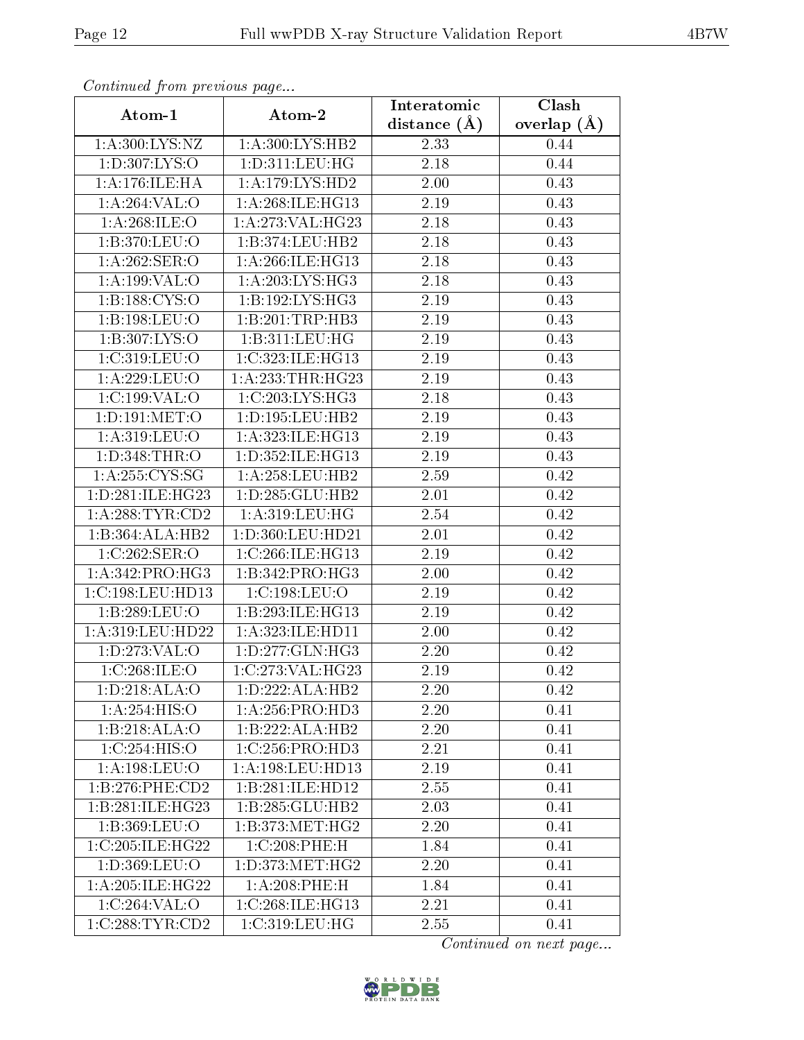*Continued from previous page...*

| Atom-1 | Atom-2 | Interatomic distance (Å) | Clash overlap (Å) |
| --- | --- | --- | --- |
| 1:A:300:LYS:NZ | 1:A:300:LYS:HB2 | 2.33 | 0.44 |
| 1:D:307:LYS:O | 1:D:311:LEU:HG | 2.18 | 0.44 |
| 1:A:176:ILE:HA | 1:A:179:LYS:HD2 | 2.00 | 0.43 |
| 1:A:264:VAL:O | 1:A:268:ILE:HG13 | 2.19 | 0.43 |
| 1:A:268:ILE:O | 1:A:273:VAL:HG23 | 2.18 | 0.43 |
| 1:B:370:LEU:O | 1:B:374:LEU:HB2 | 2.18 | 0.43 |
| 1:A:262:SER:O | 1:A:266:ILE:HG13 | 2.18 | 0.43 |
| 1:A:199:VAL:O | 1:A:203:LYS:HG3 | 2.18 | 0.43 |
| 1:B:188:CYS:O | 1:B:192:LYS:HG3 | 2.19 | 0.43 |
| 1:B:198:LEU:O | 1:B:201:TRP:HB3 | 2.19 | 0.43 |
| 1:B:307:LYS:O | 1:B:311:LEU:HG | 2.19 | 0.43 |
| 1:C:319:LEU:O | 1:C:323:ILE:HG13 | 2.19 | 0.43 |
| 1:A:229:LEU:O | 1:A:233:THR:HG23 | 2.19 | 0.43 |
| 1:C:199:VAL:O | 1:C:203:LYS:HG3 | 2.18 | 0.43 |
| 1:D:191:MET:O | 1:D:195:LEU:HB2 | 2.19 | 0.43 |
| 1:A:319:LEU:O | 1:A:323:ILE:HG13 | 2.19 | 0.43 |
| 1:D:348:THR:O | 1:D:352:ILE:HG13 | 2.19 | 0.43 |
| 1:A:255:CYS:SG | 1:A:258:LEU:HB2 | 2.59 | 0.42 |
| 1:D:281:ILE:HG23 | 1:D:285:GLU:HB2 | 2.01 | 0.42 |
| 1:A:288:TYR:CD2 | 1:A:319:LEU:HG | 2.54 | 0.42 |
| 1:B:364:ALA:HB2 | 1:D:360:LEU:HD21 | 2.01 | 0.42 |
| 1:C:262:SER:O | 1:C:266:ILE:HG13 | 2.19 | 0.42 |
| 1:A:342:PRO:HG3 | 1:B:342:PRO:HG3 | 2.00 | 0.42 |
| 1:C:198:LEU:HD13 | 1:C:198:LEU:O | 2.19 | 0.42 |
| 1:B:289:LEU:O | 1:B:293:ILE:HG13 | 2.19 | 0.42 |
| 1:A:319:LEU:HD22 | 1:A:323:ILE:HD11 | 2.00 | 0.42 |
| 1:D:273:VAL:O | 1:D:277:GLN:HG3 | 2.20 | 0.42 |
| 1:C:268:ILE:O | 1:C:273:VAL:HG23 | 2.19 | 0.42 |
| 1:D:218:ALA:O | 1:D:222:ALA:HB2 | 2.20 | 0.42 |
| 1:A:254:HIS:O | 1:A:256:PRO:HD3 | 2.20 | 0.41 |
| 1:B:218:ALA:O | 1:B:222:ALA:HB2 | 2.20 | 0.41 |
| 1:C:254:HIS:O | 1:C:256:PRO:HD3 | 2.21 | 0.41 |
| 1:A:198:LEU:O | 1:A:198:LEU:HD13 | 2.19 | 0.41 |
| 1:B:276:PHE:CD2 | 1:B:281:ILE:HD12 | 2.55 | 0.41 |
| 1:B:281:ILE:HG23 | 1:B:285:GLU:HB2 | 2.03 | 0.41 |
| 1:B:369:LEU:O | 1:B:373:MET:HG2 | 2.20 | 0.41 |
| 1:C:205:ILE:HG22 | 1:C:208:PHE:H | 1.84 | 0.41 |
| 1:D:369:LEU:O | 1:D:373:MET:HG2 | 2.20 | 0.41 |
| 1:A:205:ILE:HG22 | 1:A:208:PHE:H | 1.84 | 0.41 |
| 1:C:264:VAL:O | 1:C:268:ILE:HG13 | 2.21 | 0.41 |
| 1:C:288:TYR:CD2 | 1:C:319:LEU:HG | 2.55 | 0.41 |

*Continued on next page...*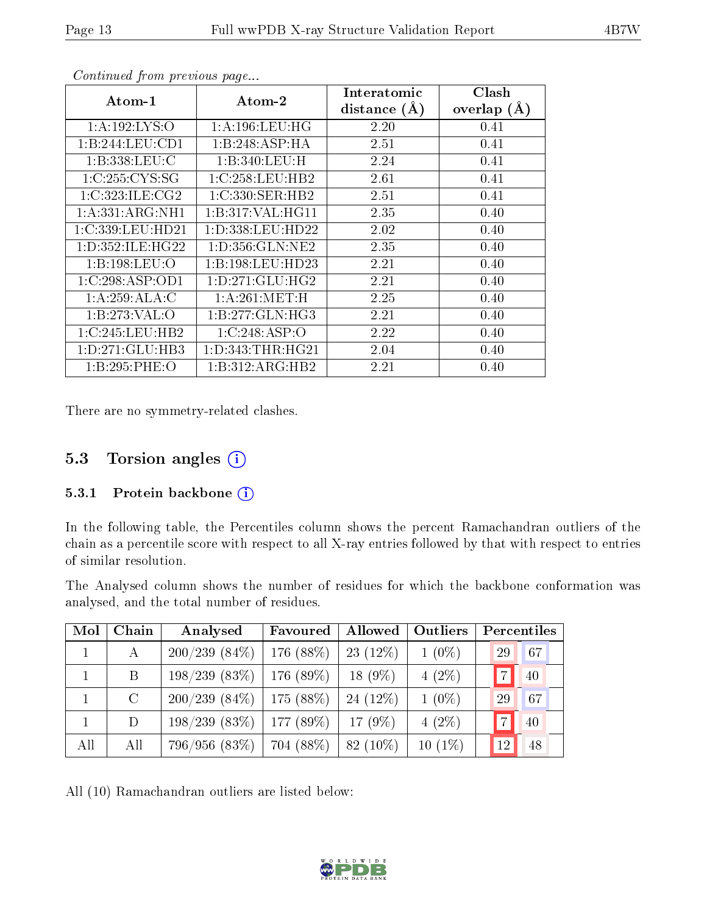*Continued from previous page...*

| Atom-1 | Atom-2 | Interatomic distance (Å) | Clash overlap (Å) |
|---|---|---|---|
| 1:A:192:LYS:O | 1:A:196:LEU:HG | 2.20 | 0.41 |
| 1:B:244:LEU:CD1 | 1:B:248:ASP:HA | 2.51 | 0.41 |
| 1:B:338:LEU:C | 1:B:340:LEU:H | 2.24 | 0.41 |
| 1:C:255:CYS:SG | 1:C:258:LEU:HB2 | 2.61 | 0.41 |
| 1:C:323:ILE:CG2 | 1:C:330:SER:HB2 | 2.51 | 0.41 |
| 1:A:331:ARG:NH1 | 1:B:317:VAL:HG11 | 2.35 | 0.40 |
| 1:C:339:LEU:HD21 | 1:D:338:LEU:HD22 | 2.02 | 0.40 |
| 1:D:352:ILE:HG22 | 1:D:356:GLN:NE2 | 2.35 | 0.40 |
| 1:B:198:LEU:O | 1:B:198:LEU:HD23 | 2.21 | 0.40 |
| 1:C:298:ASP:OD1 | 1:D:271:GLU:HG2 | 2.21 | 0.40 |
| 1:A:259:ALA:C | 1:A:261:MET:H | 2.25 | 0.40 |
| 1:B:273:VAL:O | 1:B:277:GLN:HG3 | 2.21 | 0.40 |
| 1:C:245:LEU:HB2 | 1:C:248:ASP:O | 2.22 | 0.40 |
| 1:D:271:GLU:HB3 | 1:D:343:THR:HG21 | 2.04 | 0.40 |
| 1:B:295:PHE:O | 1:B:312:ARG:HB2 | 2.21 | 0.40 |

There are no symmetry-related clashes.

## 5.3 Torsion angles

### 5.3.1 Protein backbone

In the following table, the Percentiles column shows the percent Ramachandran outliers of the chain as a percentile score with respect to all X-ray entries followed by that with respect to entries of similar resolution.

The Analysed column shows the number of residues for which the backbone conformation was analysed, and the total number of residues.

| Mol | Chain | Analysed | Favoured | Allowed | Outliers | Percentiles | |
|---|---|---|---|---|---|---|---|
| 1 | A | 200/239 (84%) | 176 (88%) | 23 (12%) | 1 (0%) | 29 | 67 |
| 1 | B | 198/239 (83%) | 176 (89%) | 18 (9%) | 4 (2%) | 7 | 40 |
| 1 | C | 200/239 (84%) | 175 (88%) | 24 (12%) | 1 (0%) | 29 | 67 |
| 1 | D | 198/239 (83%) | 177 (89%) | 17 (9%) | 4 (2%) | 7 | 40 |
| All | All | 796/956 (83%) | 704 (88%) | 82 (10%) | 10 (1%) | 12 | 48 |

All (10) Ramachandran outliers are listed below: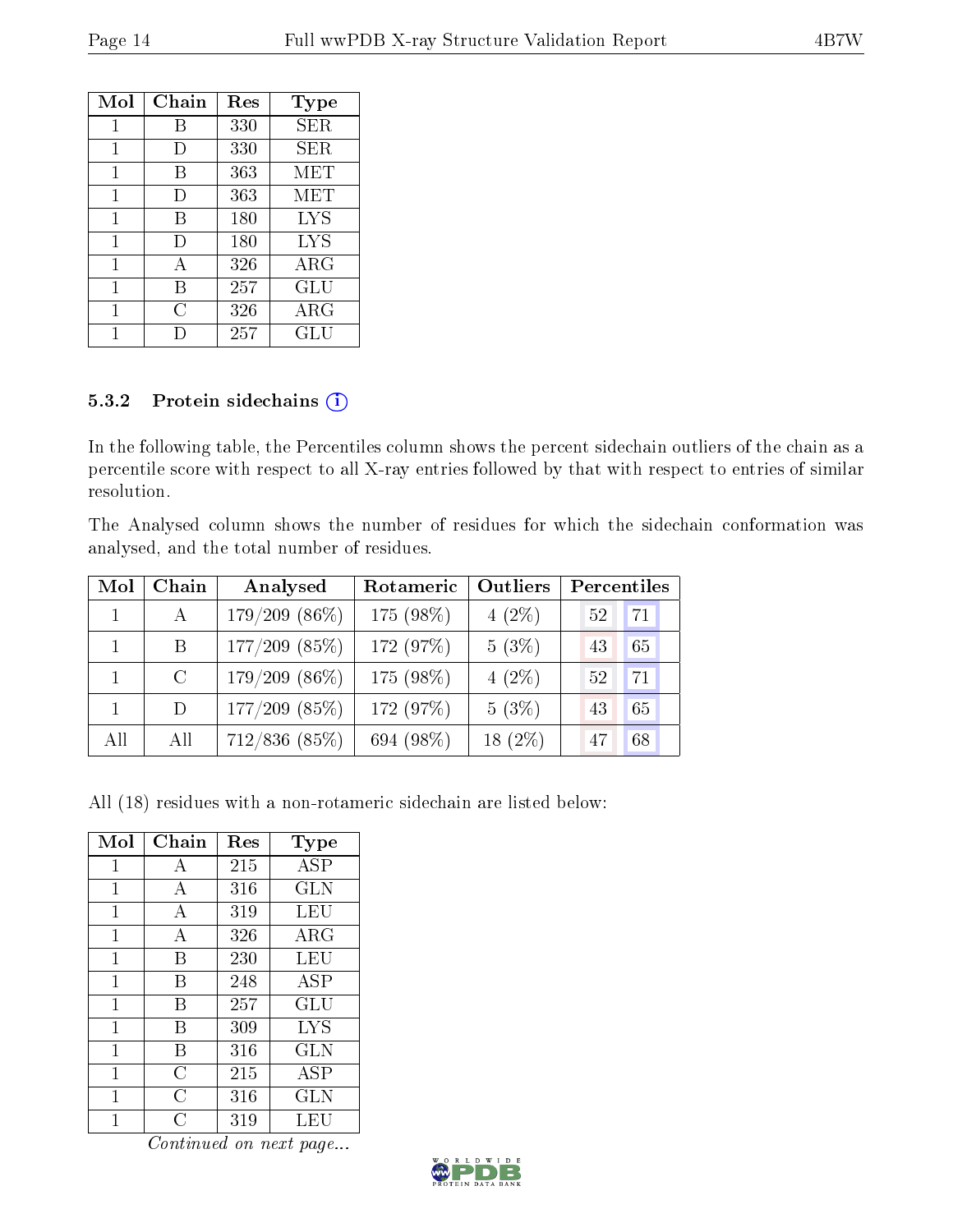| Mol | Chain | Res | Type |
|---|---|---|---|
| 1 | B | 330 | SER |
| 1 | D | 330 | SER |
| 1 | B | 363 | MET |
| 1 | D | 363 | MET |
| 1 | B | 180 | LYS |
| 1 | D | 180 | LYS |
| 1 | A | 326 | ARG |
| 1 | B | 257 | GLU |
| 1 | C | 326 | ARG |
| 1 | D | 257 | GLU |

### 5.3.2 Protein sidechains

In the following table, the Percentiles column shows the percent sidechain outliers of the chain as a percentile score with respect to all X-ray entries followed by that with respect to entries of similar resolution.

The Analysed column shows the number of residues for which the sidechain conformation was analysed, and the total number of residues.

| Mol | Chain | Analysed | Rotameric | Outliers | Percentiles | |
|---|---|---|---|---|---|---|
| 1 | A | 179/209 (86%) | 175 (98%) | 4 (2%) | 52 | 71 |
| 1 | B | 177/209 (85%) | 172 (97%) | 5 (3%) | 43 | 65 |
| 1 | C | 179/209 (86%) | 175 (98%) | 4 (2%) | 52 | 71 |
| 1 | D | 177/209 (85%) | 172 (97%) | 5 (3%) | 43 | 65 |
| All | All | 712/836 (85%) | 694 (98%) | 18 (2%) | 47 | 68 |

All (18) residues with a non-rotameric sidechain are listed below:

| Mol | Chain | Res | Type |
|---|---|---|---|
| 1 | A | 215 | ASP |
| 1 | A | 316 | GLN |
| 1 | A | 319 | LEU |
| 1 | A | 326 | ARG |
| 1 | B | 230 | LEU |
| 1 | B | 248 | ASP |
| 1 | B | 257 | GLU |
| 1 | B | 309 | LYS |
| 1 | B | 316 | GLN |
| 1 | C | 215 | ASP |
| 1 | C | 316 | GLN |
| 1 | C | 319 | LEU |

*Continued on next page...*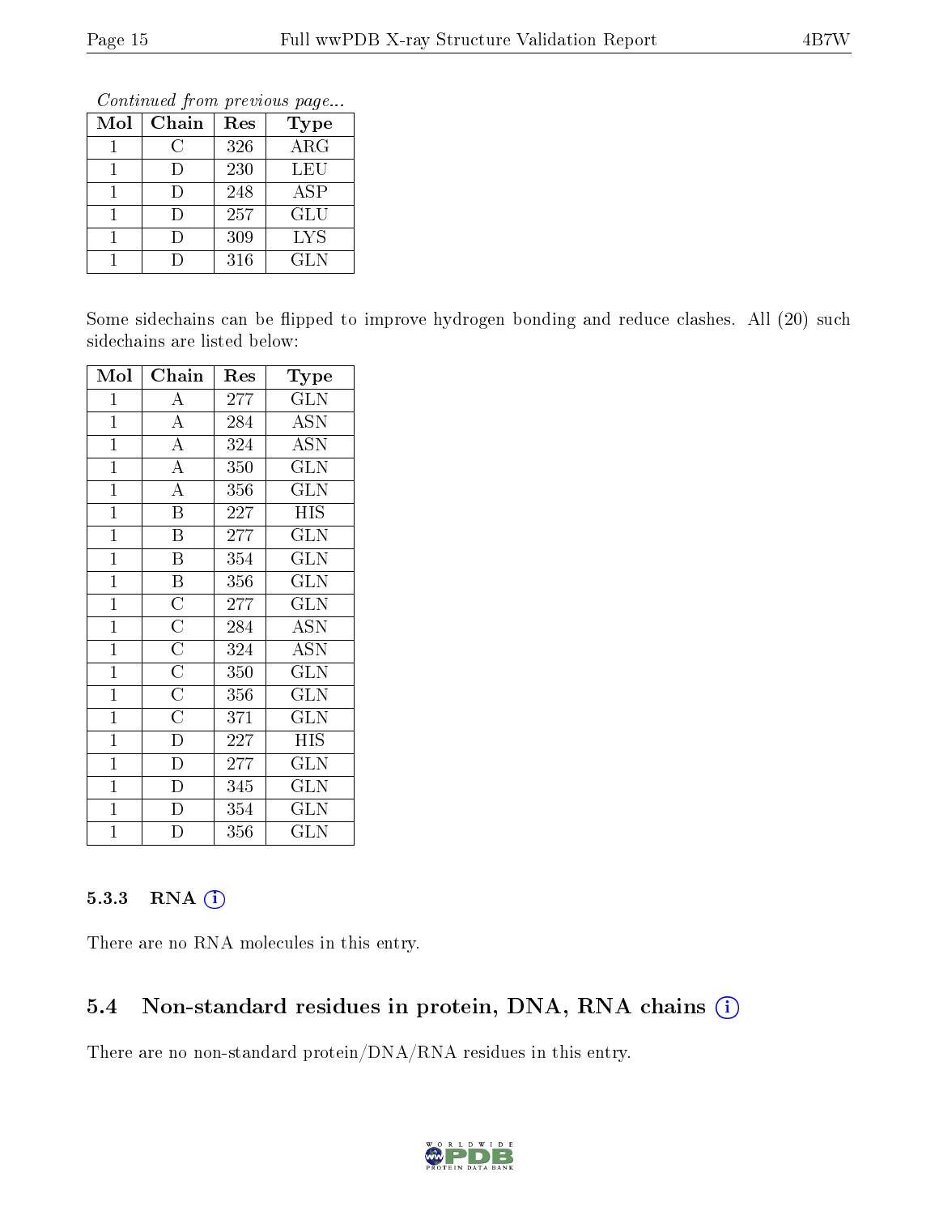*Continued from previous page...*

| Mol | Chain | Res | Type |
|---|---|---|---|
| 1 | C | 326 | ARG |
| 1 | D | 230 | LEU |
| 1 | D | 248 | ASP |
| 1 | D | 257 | GLU |
| 1 | D | 309 | LYS |
| 1 | D | 316 | GLN |

Some sidechains can be flipped to improve hydrogen bonding and reduce clashes. All (20) such sidechains are listed below:

| Mol | Chain | Res | Type |
|---|---|---|---|
| 1 | A | 277 | GLN |
| 1 | A | 284 | ASN |
| 1 | A | 324 | ASN |
| 1 | A | 350 | GLN |
| 1 | A | 356 | GLN |
| 1 | B | 227 | HIS |
| 1 | B | 277 | GLN |
| 1 | B | 354 | GLN |
| 1 | B | 356 | GLN |
| 1 | C | 277 | GLN |
| 1 | C | 284 | ASN |
| 1 | C | 324 | ASN |
| 1 | C | 350 | GLN |
| 1 | C | 356 | GLN |
| 1 | C | 371 | GLN |
| 1 | D | 227 | HIS |
| 1 | D | 277 | GLN |
| 1 | D | 345 | GLN |
| 1 | D | 354 | GLN |
| 1 | D | 356 | GLN |

### 5.3.3 RNA

There are no RNA molecules in this entry.

## 5.4 Non-standard residues in protein, DNA, RNA chains

There are no non-standard protein/DNA/RNA residues in this entry.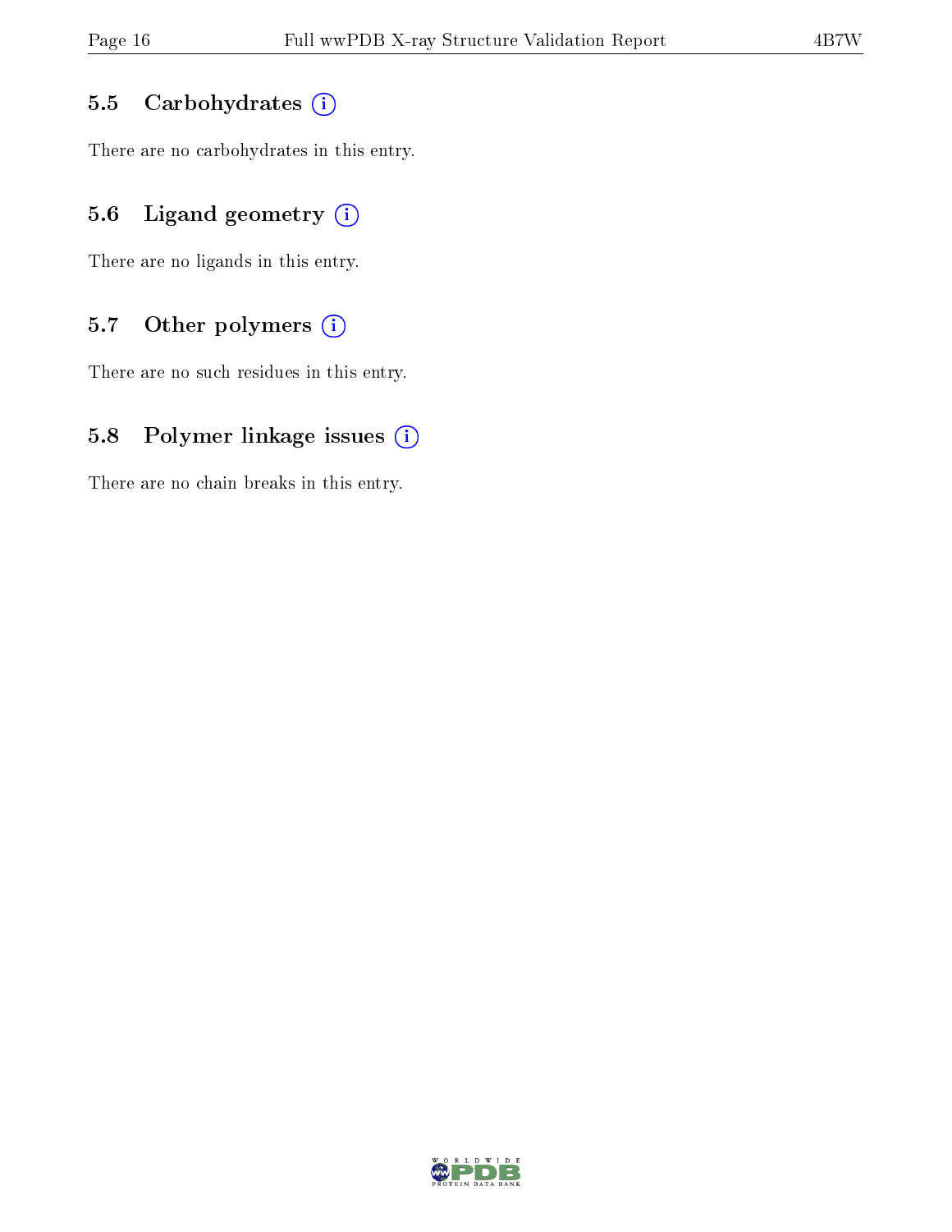### 5.5 Carbohydrates

There are no carbohydrates in this entry.

### 5.6 Ligand geometry

There are no ligands in this entry.

### 5.7 Other polymers

There are no such residues in this entry.

### 5.8 Polymer linkage issues

There are no chain breaks in this entry.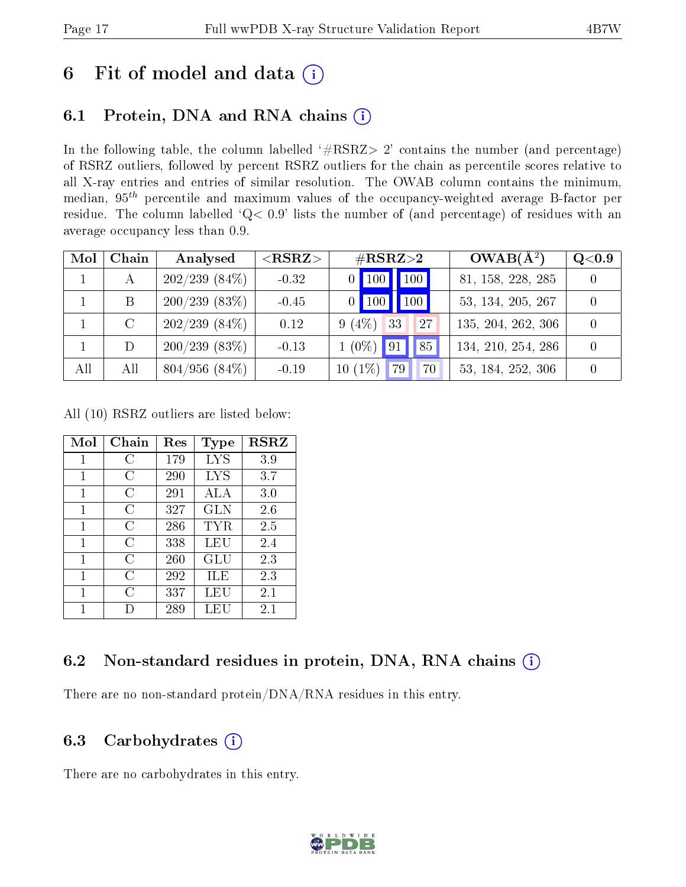# 6 Fit of model and data (i)

## 6.1 Protein, DNA and RNA chains (i)

In the following table, the column labelled '#RSRZ> 2' contains the number (and percentage) of RSRZ outliers, followed by percent RSRZ outliers for the chain as percentile scores relative to all X-ray entries and entries of similar resolution. The OWAB column contains the minimum, median, $95^{th}$ percentile and maximum values of the occupancy-weighted average B-factor per residue. The column labelled 'Q< 0.9' lists the number of (and percentage) of residues with an average occupancy less than 0.9.

| Mol | Chain | Analysed | <RSRZ> | #RSRZ>2 | | | OWAB(Å$^2$) | Q<0.9 |
|---|---|---|---|---|---|---|---|---|
| 1 | A | 202/239 (84%) | -0.32 | 0 | 100 | 100 | 81, 158, 228, 285 | 0 |
| 1 | B | 200/239 (83%) | -0.45 | 0 | 100 | 100 | 53, 134, 205, 267 | 0 |
| 1 | C | 202/239 (84%) | 0.12 | 9 (4%) | 33 | 27 | 135, 204, 262, 306 | 0 |
| 1 | D | 200/239 (83%) | -0.13 | 1 (0%) | 91 | 85 | 134, 210, 254, 286 | 0 |
| All | All | 804/956 (84%) | -0.19 | 10 (1%) | 79 | 70 | 53, 184, 252, 306 | 0 |

All (10) RSRZ outliers are listed below:

| Mol | Chain | Res | Type | RSRZ |
|---|---|---|---|---|
| 1 | C | 179 | LYS | 3.9 |
| 1 | C | 290 | LYS | 3.7 |
| 1 | C | 291 | ALA | 3.0 |
| 1 | C | 327 | GLN | 2.6 |
| 1 | C | 286 | TYR | 2.5 |
| 1 | C | 338 | LEU | 2.4 |
| 1 | C | 260 | GLU | 2.3 |
| 1 | C | 292 | ILE | 2.3 |
| 1 | C | 337 | LEU | 2.1 |
| 1 | D | 289 | LEU | 2.1 |

## 6.2 Non-standard residues in protein, DNA, RNA chains (i)

There are no non-standard protein/DNA/RNA residues in this entry.

## 6.3 Carbohydrates (i)

There are no carbohydrates in this entry.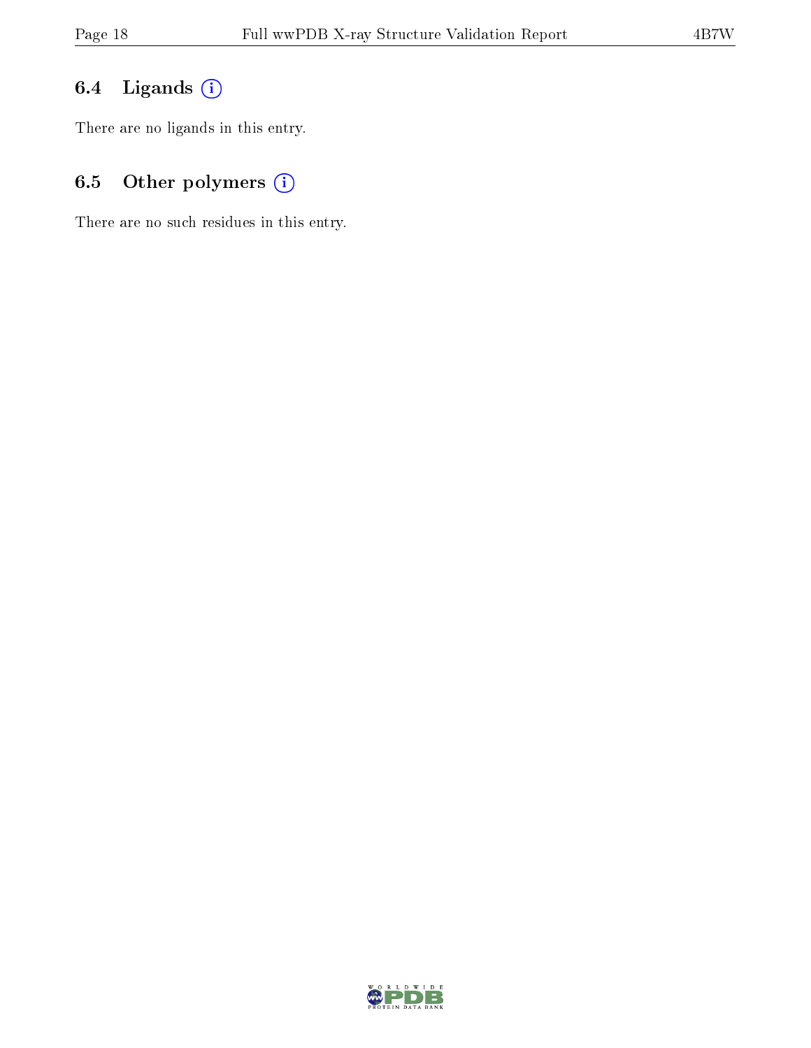## 6.4 Ligands

There are no ligands in this entry.

## 6.5 Other polymers

There are no such residues in this entry.